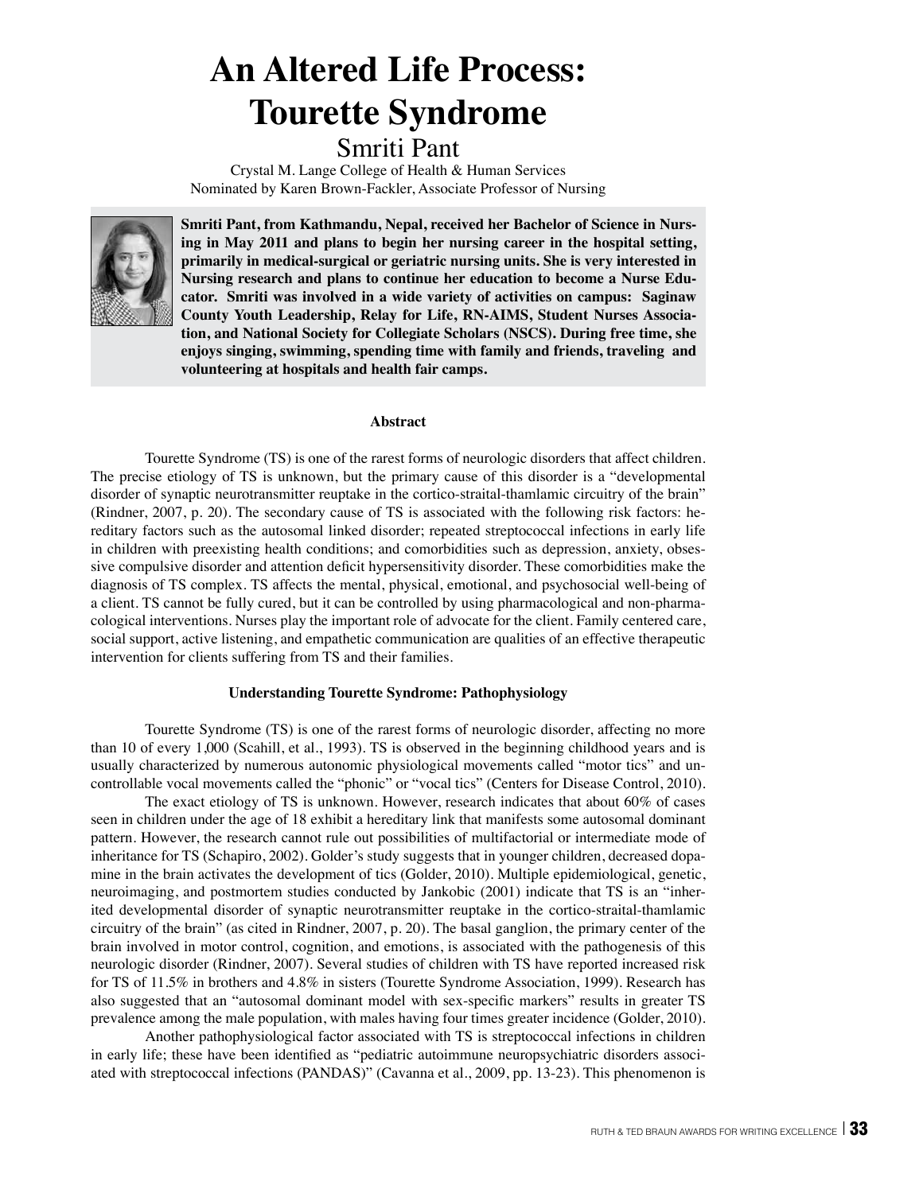# An Altered Life Process: Tourette Syndrome

## Smriti Pant

Crystal M. Lange College of Health & Human Services
Nominated by Karen Brown-Fackler, Associate Professor of Nursing

**Smriti Pant, from Kathmandu, Nepal, received her Bachelor of Science in Nursing in May 2011 and plans to begin her nursing career in the hospital setting, primarily in medical-surgical or geriatric nursing units. She is very interested in Nursing research and plans to continue her education to become a Nurse Educator. Smriti was involved in a wide variety of activities on campus: Saginaw County Youth Leadership, Relay for Life, RN-AIMS, Student Nurses Association, and National Society for Collegiate Scholars (NSCS). During free time, she enjoys singing, swimming, spending time with family and friends, traveling and volunteering at hospitals and health fair camps.**

### Abstract

Tourette Syndrome (TS) is one of the rarest forms of neurologic disorders that affect children. The precise etiology of TS is unknown, but the primary cause of this disorder is a "developmental disorder of synaptic neurotransmitter reuptake in the cortico-straital-thamlamic circuitry of the brain" (Rindner, 2007, p. 20). The secondary cause of TS is associated with the following risk factors: hereditary factors such as the autosomal linked disorder; repeated streptococcal infections in early life in children with preexisting health conditions; and comorbidities such as depression, anxiety, obsessive compulsive disorder and attention deficit hypersensitivity disorder. These comorbidities make the diagnosis of TS complex. TS affects the mental, physical, emotional, and psychosocial well-being of a client. TS cannot be fully cured, but it can be controlled by using pharmacological and non-pharmacological interventions. Nurses play the important role of advocate for the client. Family centered care, social support, active listening, and empathetic communication are qualities of an effective therapeutic intervention for clients suffering from TS and their families.

### Understanding Tourette Syndrome: Pathophysiology

Tourette Syndrome (TS) is one of the rarest forms of neurologic disorder, affecting no more than 10 of every 1,000 (Scahill, et al., 1993). TS is observed in the beginning childhood years and is usually characterized by numerous autonomic physiological movements called "motor tics" and uncontrollable vocal movements called the "phonic" or "vocal tics" (Centers for Disease Control, 2010).

The exact etiology of TS is unknown. However, research indicates that about 60% of cases seen in children under the age of 18 exhibit a hereditary link that manifests some autosomal dominant pattern. However, the research cannot rule out possibilities of multifactorial or intermediate mode of inheritance for TS (Schapiro, 2002). Golder's study suggests that in younger children, decreased dopamine in the brain activates the development of tics (Golder, 2010). Multiple epidemiological, genetic, neuroimaging, and postmortem studies conducted by Jankobic (2001) indicate that TS is an "inherited developmental disorder of synaptic neurotransmitter reuptake in the cortico-straital-thamlamic circuitry of the brain" (as cited in Rindner, 2007, p. 20). The basal ganglion, the primary center of the brain involved in motor control, cognition, and emotions, is associated with the pathogenesis of this neurologic disorder (Rindner, 2007). Several studies of children with TS have reported increased risk for TS of 11.5% in brothers and 4.8% in sisters (Tourette Syndrome Association, 1999). Research has also suggested that an "autosomal dominant model with sex-specific markers" results in greater TS prevalence among the male population, with males having four times greater incidence (Golder, 2010).

Another pathophysiological factor associated with TS is streptococcal infections in children in early life; these have been identified as "pediatric autoimmune neuropsychiatric disorders associated with streptococcal infections (PANDAS)" (Cavanna et al., 2009, pp. 13-23). This phenomenon is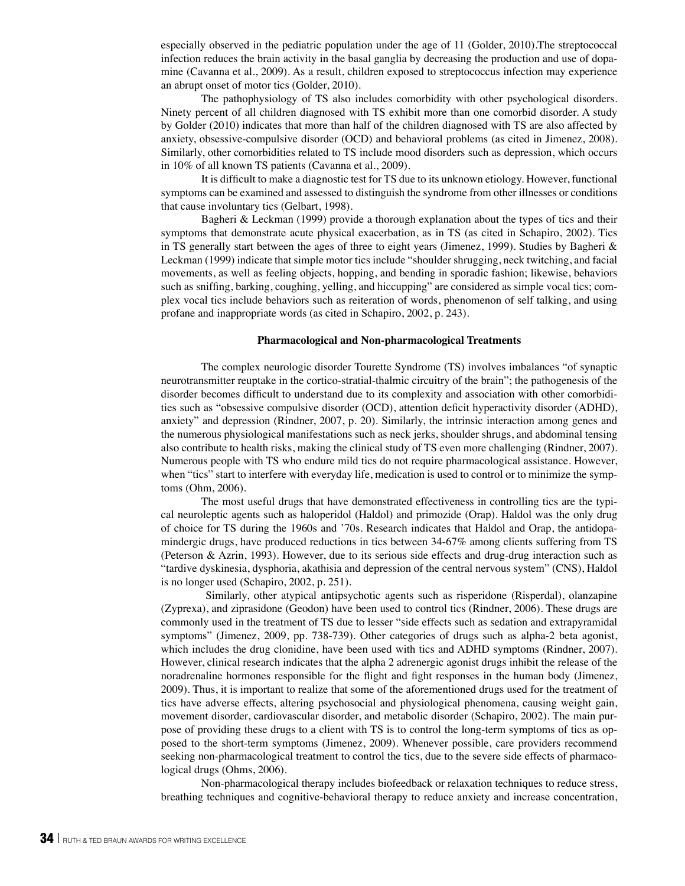especially observed in the pediatric population under the age of 11 (Golder, 2010).The streptococcal infection reduces the brain activity in the basal ganglia by decreasing the production and use of dopamine (Cavanna et al., 2009). As a result, children exposed to streptococcus infection may experience an abrupt onset of motor tics (Golder, 2010).

The pathophysiology of TS also includes comorbidity with other psychological disorders. Ninety percent of all children diagnosed with TS exhibit more than one comorbid disorder. A study by Golder (2010) indicates that more than half of the children diagnosed with TS are also affected by anxiety, obsessive-compulsive disorder (OCD) and behavioral problems (as cited in Jimenez, 2008). Similarly, other comorbidities related to TS include mood disorders such as depression, which occurs in 10% of all known TS patients (Cavanna et al., 2009).

It is difficult to make a diagnostic test for TS due to its unknown etiology. However, functional symptoms can be examined and assessed to distinguish the syndrome from other illnesses or conditions that cause involuntary tics (Gelbart, 1998).

Bagheri & Leckman (1999) provide a thorough explanation about the types of tics and their symptoms that demonstrate acute physical exacerbation, as in TS (as cited in Schapiro, 2002). Tics in TS generally start between the ages of three to eight years (Jimenez, 1999). Studies by Bagheri & Leckman (1999) indicate that simple motor tics include "shoulder shrugging, neck twitching, and facial movements, as well as feeling objects, hopping, and bending in sporadic fashion; likewise, behaviors such as sniffing, barking, coughing, yelling, and hiccupping" are considered as simple vocal tics; complex vocal tics include behaviors such as reiteration of words, phenomenon of self talking, and using profane and inappropriate words (as cited in Schapiro, 2002, p. 243).

### Pharmacological and Non-pharmacological Treatments

The complex neurologic disorder Tourette Syndrome (TS) involves imbalances "of synaptic neurotransmitter reuptake in the cortico-stratial-thalmic circuitry of the brain"; the pathogenesis of the disorder becomes difficult to understand due to its complexity and association with other comorbidities such as "obsessive compulsive disorder (OCD), attention deficit hyperactivity disorder (ADHD), anxiety" and depression (Rindner, 2007, p. 20). Similarly, the intrinsic interaction among genes and the numerous physiological manifestations such as neck jerks, shoulder shrugs, and abdominal tensing also contribute to health risks, making the clinical study of TS even more challenging (Rindner, 2007). Numerous people with TS who endure mild tics do not require pharmacological assistance. However, when "tics" start to interfere with everyday life, medication is used to control or to minimize the symptoms (Ohm, 2006).

The most useful drugs that have demonstrated effectiveness in controlling tics are the typical neuroleptic agents such as haloperidol (Haldol) and primozide (Orap). Haldol was the only drug of choice for TS during the 1960s and '70s. Research indicates that Haldol and Orap, the antidopamindergic drugs, have produced reductions in tics between 34-67% among clients suffering from TS (Peterson & Azrin, 1993). However, due to its serious side effects and drug-drug interaction such as "tardive dyskinesia, dysphoria, akathisia and depression of the central nervous system" (CNS), Haldol is no longer used (Schapiro, 2002, p. 251).

Similarly, other atypical antipsychotic agents such as risperidone (Risperdal), olanzapine (Zyprexa), and ziprasidone (Geodon) have been used to control tics (Rindner, 2006). These drugs are commonly used in the treatment of TS due to lesser "side effects such as sedation and extrapyramidal symptoms" (Jimenez, 2009, pp. 738-739). Other categories of drugs such as alpha-2 beta agonist, which includes the drug clonidine, have been used with tics and ADHD symptoms (Rindner, 2007). However, clinical research indicates that the alpha 2 adrenergic agonist drugs inhibit the release of the noradrenaline hormones responsible for the flight and fight responses in the human body (Jimenez, 2009). Thus, it is important to realize that some of the aforementioned drugs used for the treatment of tics have adverse effects, altering psychosocial and physiological phenomena, causing weight gain, movement disorder, cardiovascular disorder, and metabolic disorder (Schapiro, 2002). The main purpose of providing these drugs to a client with TS is to control the long-term symptoms of tics as opposed to the short-term symptoms (Jimenez, 2009). Whenever possible, care providers recommend seeking non-pharmacological treatment to control the tics, due to the severe side effects of pharmacological drugs (Ohms, 2006).

Non-pharmacological therapy includes biofeedback or relaxation techniques to reduce stress, breathing techniques and cognitive-behavioral therapy to reduce anxiety and increase concentration,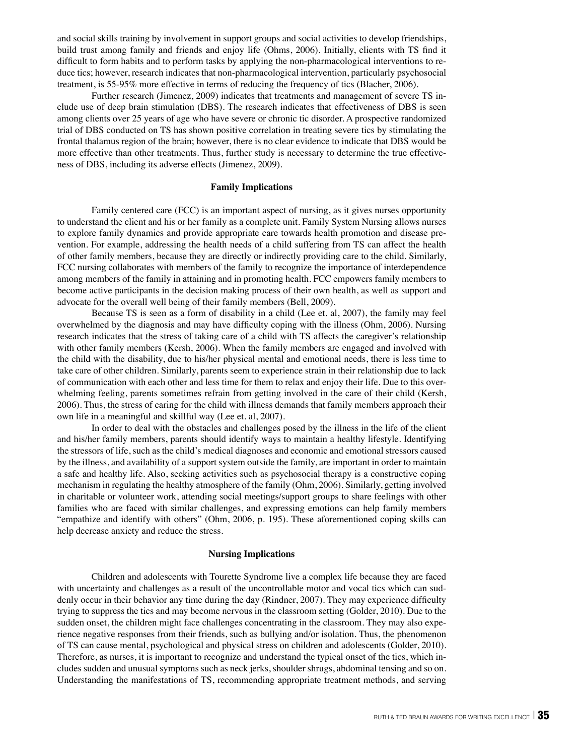and social skills training by involvement in support groups and social activities to develop friendships, build trust among family and friends and enjoy life (Ohms, 2006). Initially, clients with TS find it difficult to form habits and to perform tasks by applying the non-pharmacological interventions to reduce tics; however, research indicates that non-pharmacological intervention, particularly psychosocial treatment, is 55-95% more effective in terms of reducing the frequency of tics (Blacher, 2006).

Further research (Jimenez, 2009) indicates that treatments and management of severe TS include use of deep brain stimulation (DBS). The research indicates that effectiveness of DBS is seen among clients over 25 years of age who have severe or chronic tic disorder. A prospective randomized trial of DBS conducted on TS has shown positive correlation in treating severe tics by stimulating the frontal thalamus region of the brain; however, there is no clear evidence to indicate that DBS would be more effective than other treatments. Thus, further study is necessary to determine the true effectiveness of DBS, including its adverse effects (Jimenez, 2009).

### Family Implications

Family centered care (FCC) is an important aspect of nursing, as it gives nurses opportunity to understand the client and his or her family as a complete unit. Family System Nursing allows nurses to explore family dynamics and provide appropriate care towards health promotion and disease prevention. For example, addressing the health needs of a child suffering from TS can affect the health of other family members, because they are directly or indirectly providing care to the child. Similarly, FCC nursing collaborates with members of the family to recognize the importance of interdependence among members of the family in attaining and in promoting health. FCC empowers family members to become active participants in the decision making process of their own health, as well as support and advocate for the overall well being of their family members (Bell, 2009).

Because TS is seen as a form of disability in a child (Lee et. al, 2007), the family may feel overwhelmed by the diagnosis and may have difficulty coping with the illness (Ohm, 2006). Nursing research indicates that the stress of taking care of a child with TS affects the caregiver's relationship with other family members (Kersh, 2006). When the family members are engaged and involved with the child with the disability, due to his/her physical mental and emotional needs, there is less time to take care of other children. Similarly, parents seem to experience strain in their relationship due to lack of communication with each other and less time for them to relax and enjoy their life. Due to this overwhelming feeling, parents sometimes refrain from getting involved in the care of their child (Kersh, 2006). Thus, the stress of caring for the child with illness demands that family members approach their own life in a meaningful and skillful way (Lee et. al, 2007).

In order to deal with the obstacles and challenges posed by the illness in the life of the client and his/her family members, parents should identify ways to maintain a healthy lifestyle. Identifying the stressors of life, such as the child's medical diagnoses and economic and emotional stressors caused by the illness, and availability of a support system outside the family, are important in order to maintain a safe and healthy life. Also, seeking activities such as psychosocial therapy is a constructive coping mechanism in regulating the healthy atmosphere of the family (Ohm, 2006). Similarly, getting involved in charitable or volunteer work, attending social meetings/support groups to share feelings with other families who are faced with similar challenges, and expressing emotions can help family members "empathize and identify with others" (Ohm, 2006, p. 195). These aforementioned coping skills can help decrease anxiety and reduce the stress.

### Nursing Implications

Children and adolescents with Tourette Syndrome live a complex life because they are faced with uncertainty and challenges as a result of the uncontrollable motor and vocal tics which can suddenly occur in their behavior any time during the day (Rindner, 2007). They may experience difficulty trying to suppress the tics and may become nervous in the classroom setting (Golder, 2010). Due to the sudden onset, the children might face challenges concentrating in the classroom. They may also experience negative responses from their friends, such as bullying and/or isolation. Thus, the phenomenon of TS can cause mental, psychological and physical stress on children and adolescents (Golder, 2010). Therefore, as nurses, it is important to recognize and understand the typical onset of the tics, which includes sudden and unusual symptoms such as neck jerks, shoulder shrugs, abdominal tensing and so on. Understanding the manifestations of TS, recommending appropriate treatment methods, and serving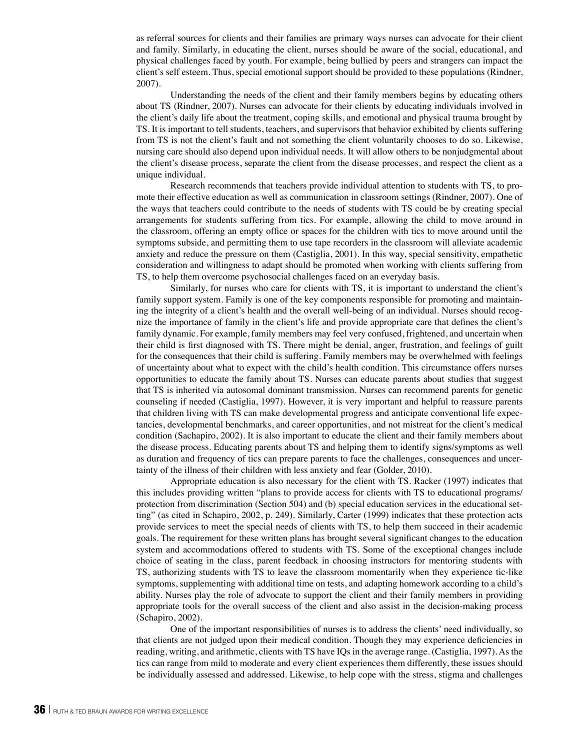as referral sources for clients and their families are primary ways nurses can advocate for their client and family. Similarly, in educating the client, nurses should be aware of the social, educational, and physical challenges faced by youth. For example, being bullied by peers and strangers can impact the client's self esteem. Thus, special emotional support should be provided to these populations (Rindner, 2007).

Understanding the needs of the client and their family members begins by educating others about TS (Rindner, 2007). Nurses can advocate for their clients by educating individuals involved in the client's daily life about the treatment, coping skills, and emotional and physical trauma brought by TS. It is important to tell students, teachers, and supervisors that behavior exhibited by clients suffering from TS is not the client's fault and not something the client voluntarily chooses to do so. Likewise, nursing care should also depend upon individual needs. It will allow others to be nonjudgmental about the client's disease process, separate the client from the disease processes, and respect the client as a unique individual.

Research recommends that teachers provide individual attention to students with TS, to promote their effective education as well as communication in classroom settings (Rindner, 2007). One of the ways that teachers could contribute to the needs of students with TS could be by creating special arrangements for students suffering from tics. For example, allowing the child to move around in the classroom, offering an empty office or spaces for the children with tics to move around until the symptoms subside, and permitting them to use tape recorders in the classroom will alleviate academic anxiety and reduce the pressure on them (Castiglia, 2001). In this way, special sensitivity, empathetic consideration and willingness to adapt should be promoted when working with clients suffering from TS, to help them overcome psychosocial challenges faced on an everyday basis.

Similarly, for nurses who care for clients with TS, it is important to understand the client's family support system. Family is one of the key components responsible for promoting and maintaining the integrity of a client's health and the overall well-being of an individual. Nurses should recognize the importance of family in the client's life and provide appropriate care that defines the client's family dynamic. For example, family members may feel very confused, frightened, and uncertain when their child is first diagnosed with TS. There might be denial, anger, frustration, and feelings of guilt for the consequences that their child is suffering. Family members may be overwhelmed with feelings of uncertainty about what to expect with the child's health condition. This circumstance offers nurses opportunities to educate the family about TS. Nurses can educate parents about studies that suggest that TS is inherited via autosomal dominant transmission. Nurses can recommend parents for genetic counseling if needed (Castiglia, 1997). However, it is very important and helpful to reassure parents that children living with TS can make developmental progress and anticipate conventional life expectancies, developmental benchmarks, and career opportunities, and not mistreat for the client's medical condition (Sachapiro, 2002). It is also important to educate the client and their family members about the disease process. Educating parents about TS and helping them to identify signs/symptoms as well as duration and frequency of tics can prepare parents to face the challenges, consequences and uncertainty of the illness of their children with less anxiety and fear (Golder, 2010).

Appropriate education is also necessary for the client with TS. Racker (1997) indicates that this includes providing written "plans to provide access for clients with TS to educational programs/ protection from discrimination (Section 504) and (b) special education services in the educational setting" (as cited in Schapiro, 2002, p. 249). Similarly, Carter (1999) indicates that these protection acts provide services to meet the special needs of clients with TS, to help them succeed in their academic goals. The requirement for these written plans has brought several significant changes to the education system and accommodations offered to students with TS. Some of the exceptional changes include choice of seating in the class, parent feedback in choosing instructors for mentoring students with TS, authorizing students with TS to leave the classroom momentarily when they experience tic-like symptoms, supplementing with additional time on tests, and adapting homework according to a child's ability. Nurses play the role of advocate to support the client and their family members in providing appropriate tools for the overall success of the client and also assist in the decision-making process (Schapiro, 2002).

One of the important responsibilities of nurses is to address the clients' need individually, so that clients are not judged upon their medical condition. Though they may experience deficiencies in reading, writing, and arithmetic, clients with TS have IQs in the average range. (Castiglia, 1997). As the tics can range from mild to moderate and every client experiences them differently, these issues should be individually assessed and addressed. Likewise, to help cope with the stress, stigma and challenges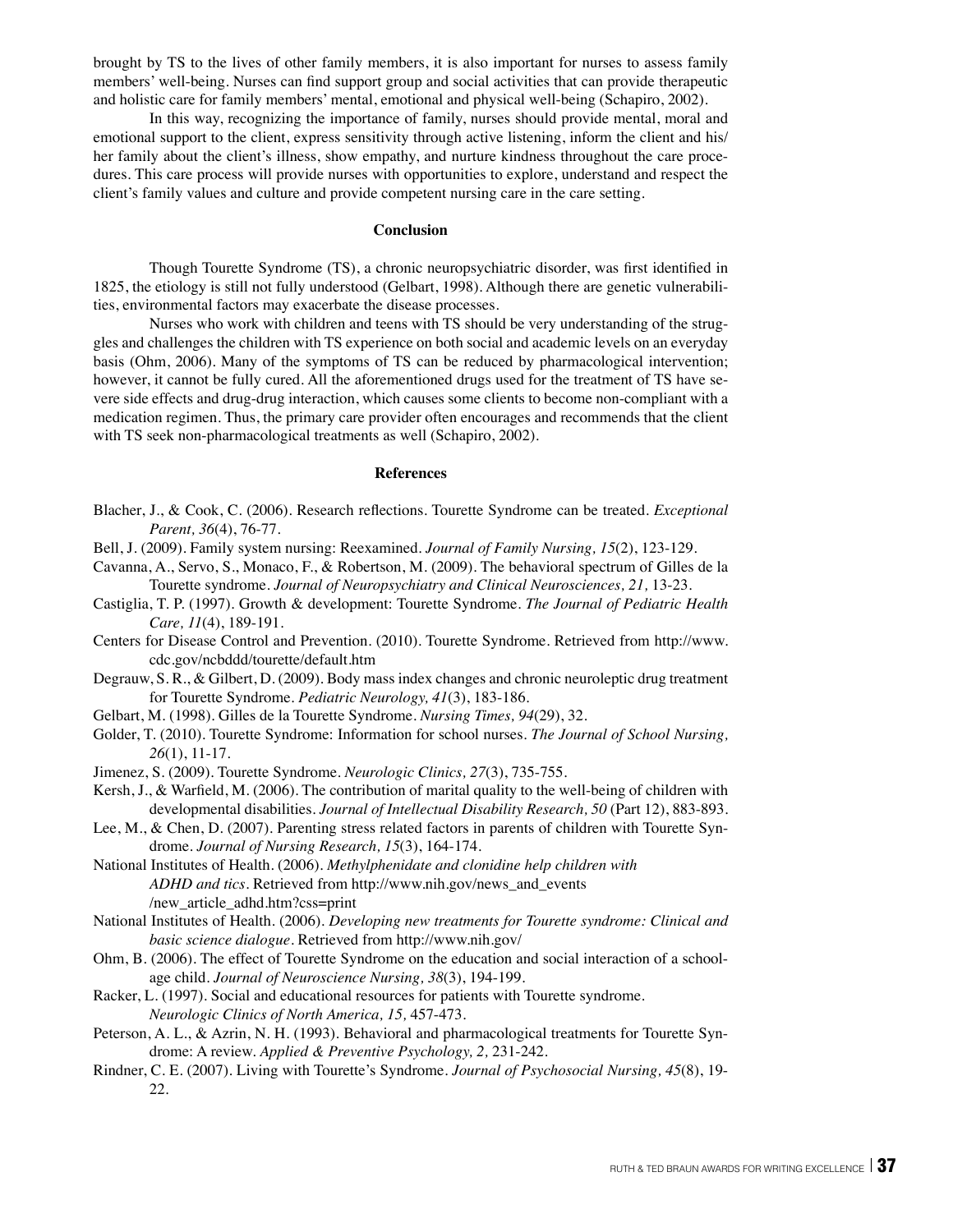brought by TS to the lives of other family members, it is also important for nurses to assess family members' well-being. Nurses can find support group and social activities that can provide therapeutic and holistic care for family members' mental, emotional and physical well-being (Schapiro, 2002).

In this way, recognizing the importance of family, nurses should provide mental, moral and emotional support to the client, express sensitivity through active listening, inform the client and his/her family about the client's illness, show empathy, and nurture kindness throughout the care procedures. This care process will provide nurses with opportunities to explore, understand and respect the client's family values and culture and provide competent nursing care in the care setting.

## Conclusion

Though Tourette Syndrome (TS), a chronic neuropsychiatric disorder, was first identified in 1825, the etiology is still not fully understood (Gelbart, 1998). Although there are genetic vulnerabilities, environmental factors may exacerbate the disease processes.

Nurses who work with children and teens with TS should be very understanding of the struggles and challenges the children with TS experience on both social and academic levels on an everyday basis (Ohm, 2006). Many of the symptoms of TS can be reduced by pharmacological intervention; however, it cannot be fully cured. All the aforementioned drugs used for the treatment of TS have severe side effects and drug-drug interaction, which causes some clients to become non-compliant with a medication regimen. Thus, the primary care provider often encourages and recommends that the client with TS seek non-pharmacological treatments as well (Schapiro, 2002).

## References

Blacher, J., & Cook, C. (2006). Research reflections. Tourette Syndrome can be treated. *Exceptional Parent, 36*(4), 76-77.

Bell, J. (2009). Family system nursing: Reexamined. *Journal of Family Nursing, 15*(2), 123-129.

Cavanna, A., Servo, S., Monaco, F., & Robertson, M. (2009). The behavioral spectrum of Gilles de la Tourette syndrome. *Journal of Neuropsychiatry and Clinical Neurosciences, 21,* 13-23.

Castiglia, T. P. (1997). Growth & development: Tourette Syndrome. *The Journal of Pediatric Health Care, 11*(4), 189-191.

Centers for Disease Control and Prevention. (2010). Tourette Syndrome. Retrieved from http://www.cdc.gov/ncbddd/tourette/default.htm

Degrauw, S. R., & Gilbert, D. (2009). Body mass index changes and chronic neuroleptic drug treatment for Tourette Syndrome. *Pediatric Neurology, 41*(3), 183-186.

Gelbart, M. (1998). Gilles de la Tourette Syndrome. *Nursing Times, 94*(29), 32.

Golder, T. (2010). Tourette Syndrome: Information for school nurses. *The Journal of School Nursing, 26*(1), 11-17.

Jimenez, S. (2009). Tourette Syndrome. *Neurologic Clinics, 27*(3), 735-755.

Kersh, J., & Warfield, M. (2006). The contribution of marital quality to the well-being of children with developmental disabilities. *Journal of Intellectual Disability Research, 50* (Part 12), 883-893.

Lee, M., & Chen, D. (2007). Parenting stress related factors in parents of children with Tourette Syndrome. *Journal of Nursing Research, 15*(3), 164-174.

National Institutes of Health. (2006). *Methylphenidate and clonidine help children with ADHD and tics*. Retrieved from http://www.nih.gov/news_and_events/new_article_adhd.htm?css=print

National Institutes of Health. (2006). *Developing new treatments for Tourette syndrome: Clinical and basic science dialogue*. Retrieved from http://www.nih.gov/

Ohm, B. (2006). The effect of Tourette Syndrome on the education and social interaction of a school-age child. *Journal of Neuroscience Nursing, 38*(3), 194-199.

Racker, L. (1997). Social and educational resources for patients with Tourette syndrome. *Neurologic Clinics of North America, 15,* 457-473.

Peterson, A. L., & Azrin, N. H. (1993). Behavioral and pharmacological treatments for Tourette Syndrome: A review. *Applied & Preventive Psychology, 2,* 231-242.

Rindner, C. E. (2007). Living with Tourette's Syndrome. *Journal of Psychosocial Nursing, 45*(8), 19-22.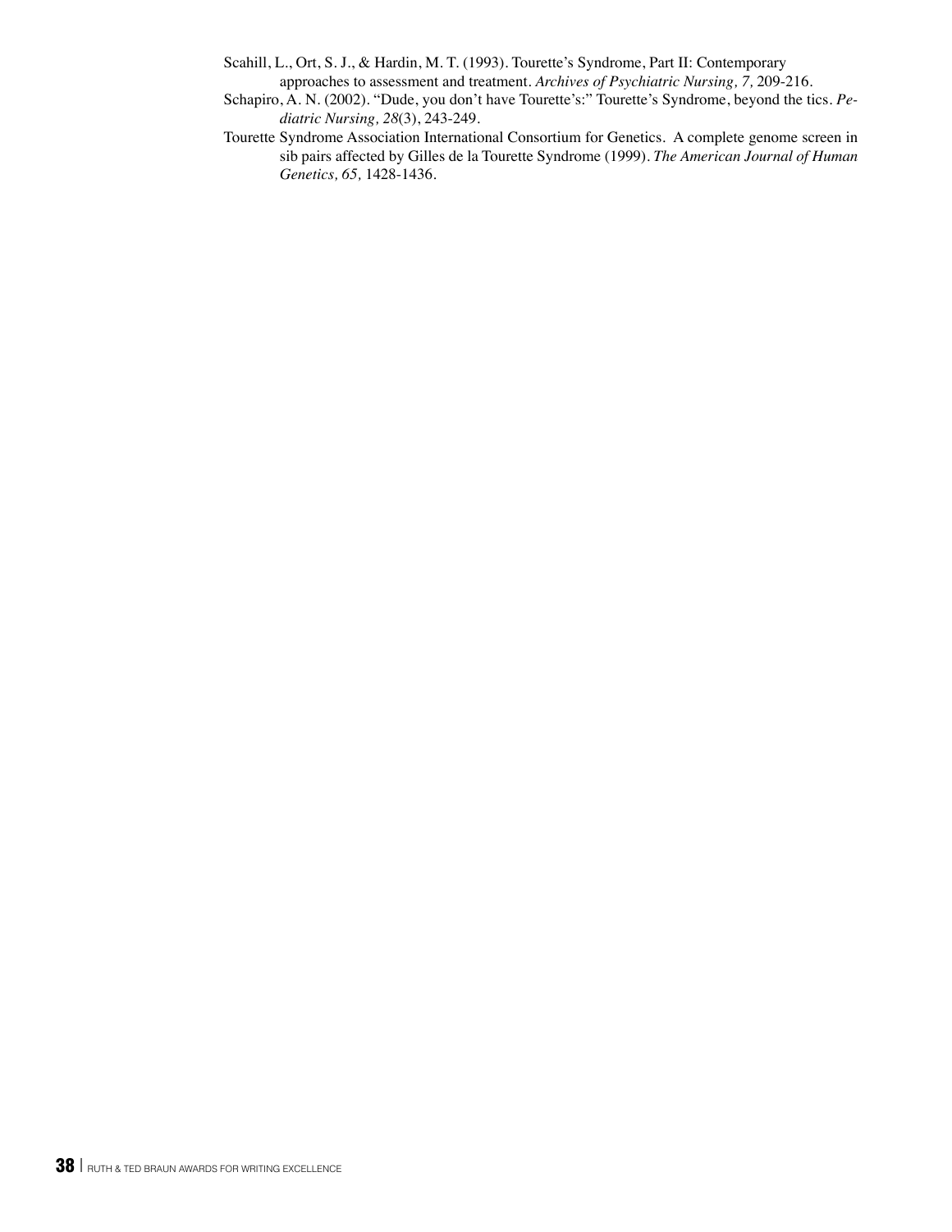Scahill, L., Ort, S. J., & Hardin, M. T. (1993). Tourette's Syndrome, Part II: Contemporary approaches to assessment and treatment. *Archives of Psychiatric Nursing, 7,* 209-216.

Schapiro, A. N. (2002). "Dude, you don't have Tourette's:" Tourette's Syndrome, beyond the tics. *Pediatric Nursing, 28*(3), 243-249.

Tourette Syndrome Association International Consortium for Genetics. A complete genome screen in sib pairs affected by Gilles de la Tourette Syndrome (1999). *The American Journal of Human Genetics, 65,* 1428-1436.